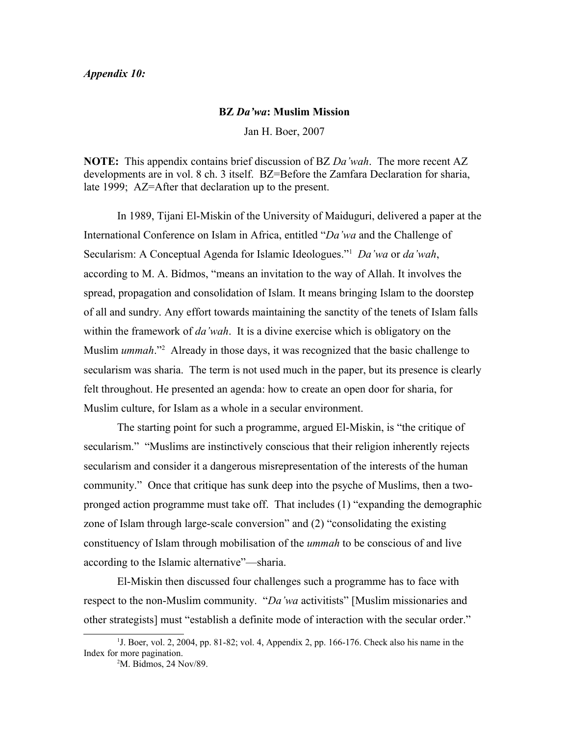***Appendix 10:***

**BZ *Da'wa*: Muslim Mission**

Jan H. Boer, 2007

**NOTE:** This appendix contains brief discussion of BZ *Da'wah*. The more recent AZ developments are in vol. 8 ch. 3 itself. BZ=Before the Zamfara Declaration for sharia, late 1999; AZ=After that declaration up to the present.

In 1989, Tijani El-Miskin of the University of Maiduguri, delivered a paper at the International Conference on Islam in Africa, entitled "*Da'wa* and the Challenge of Secularism: A Conceptual Agenda for Islamic Ideologues."[1] *Da'wa* or *da'wah*, according to M. A. Bidmos, "means an invitation to the way of Allah. It involves the spread, propagation and consolidation of Islam. It means bringing Islam to the doorstep of all and sundry. Any effort towards maintaining the sanctity of the tenets of Islam falls within the framework of *da'wah*. It is a divine exercise which is obligatory on the Muslim *ummah*."[2] Already in those days, it was recognized that the basic challenge to secularism was sharia. The term is not used much in the paper, but its presence is clearly felt throughout. He presented an agenda: how to create an open door for sharia, for Muslim culture, for Islam as a whole in a secular environment.

The starting point for such a programme, argued El-Miskin, is "the critique of secularism." "Muslims are instinctively conscious that their religion inherently rejects secularism and consider it a dangerous misrepresentation of the interests of the human community." Once that critique has sunk deep into the psyche of Muslims, then a two-pronged action programme must take off. That includes (1) "expanding the demographic zone of Islam through large-scale conversion" and (2) "consolidating the existing constituency of Islam through mobilisation of the *ummah* to be conscious of and live according to the Islamic alternative"—sharia.

El-Miskin then discussed four challenges such a programme has to face with respect to the non-Muslim community. "*Da'wa* activitists" [Muslim missionaries and other strategists] must "establish a definite mode of interaction with the secular order."

---

[1] J. Boer, vol. 2, 2004, pp. 81-82; vol. 4, Appendix 2, pp. 166-176. Check also his name in the Index for more pagination.

[2] M. Bidmos, 24 Nov/89.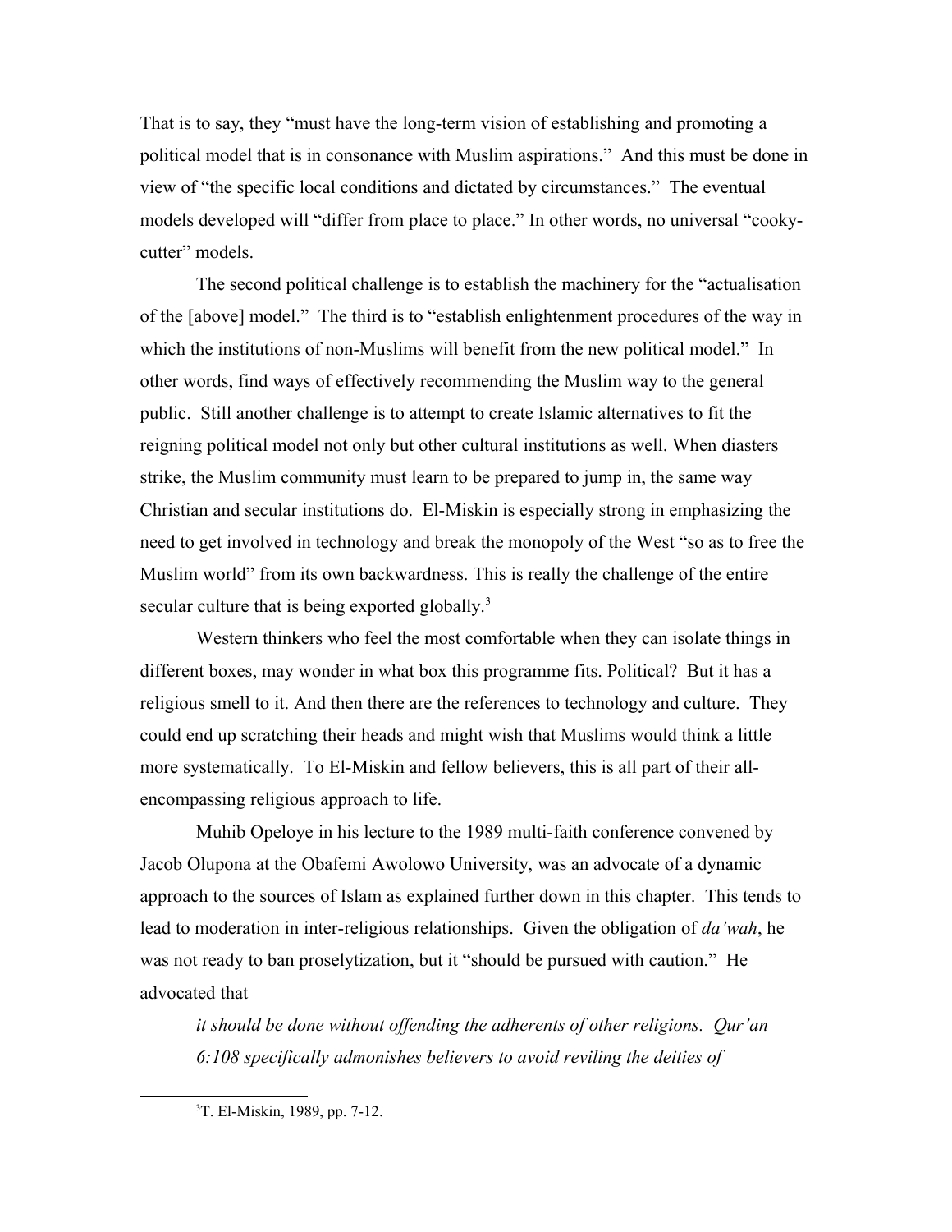That is to say, they "must have the long-term vision of establishing and promoting a political model that is in consonance with Muslim aspirations." And this must be done in view of "the specific local conditions and dictated by circumstances." The eventual models developed will "differ from place to place." In other words, no universal "cooky-cutter" models.

The second political challenge is to establish the machinery for the "actualisation of the [above] model." The third is to "establish enlightenment procedures of the way in which the institutions of non-Muslims will benefit from the new political model." In other words, find ways of effectively recommending the Muslim way to the general public. Still another challenge is to attempt to create Islamic alternatives to fit the reigning political model not only but other cultural institutions as well. When diasters strike, the Muslim community must learn to be prepared to jump in, the same way Christian and secular institutions do. El-Miskin is especially strong in emphasizing the need to get involved in technology and break the monopoly of the West "so as to free the Muslim world" from its own backwardness. This is really the challenge of the entire secular culture that is being exported globally.[3]

Western thinkers who feel the most comfortable when they can isolate things in different boxes, may wonder in what box this programme fits. Political? But it has a religious smell to it. And then there are the references to technology and culture. They could end up scratching their heads and might wish that Muslims would think a little more systematically. To El-Miskin and fellow believers, this is all part of their all-encompassing religious approach to life.

Muhib Opeloye in his lecture to the 1989 multi-faith conference convened by Jacob Olupona at the Obafemi Awolowo University, was an advocate of a dynamic approach to the sources of Islam as explained further down in this chapter. This tends to lead to moderation in inter-religious relationships. Given the obligation of *da'wah*, he was not ready to ban proselytization, but it "should be pursued with caution." He advocated that

> *it should be done without offending the adherents of other religions. Qur'an 6:108 specifically admonishes believers to avoid reviling the deities of*

[3] T. El-Miskin, 1989, pp. 7-12.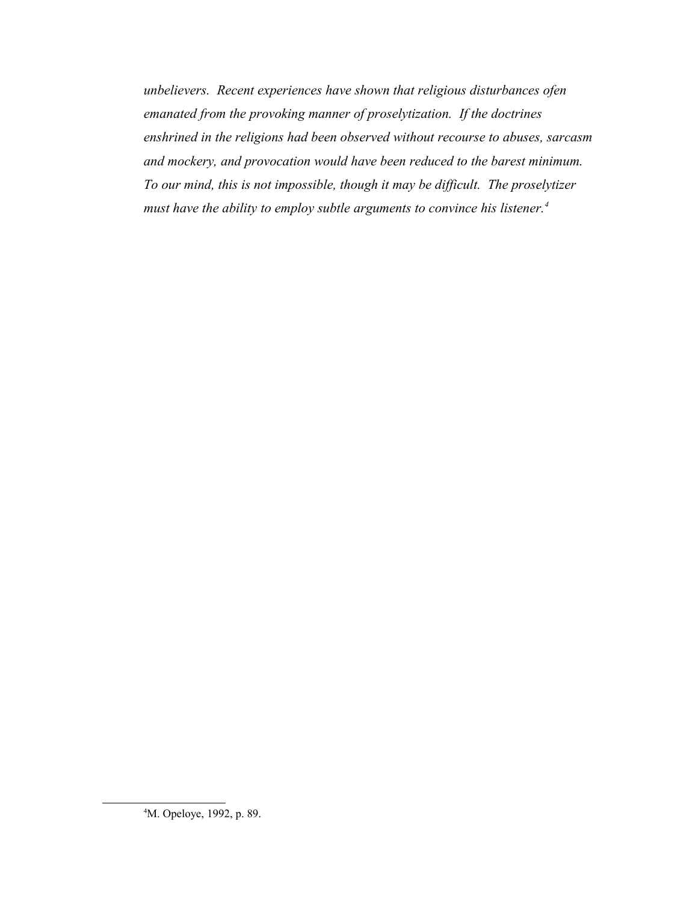*unbelievers. Recent experiences have shown that religious disturbances ofen emanated from the provoking manner of proselytization. If the doctrines enshrined in the religions had been observed without recourse to abuses, sarcasm and mockery, and provocation would have been reduced to the barest minimum. To our mind, this is not impossible, though it may be difficult. The proselytizer must have the ability to employ subtle arguments to convince his listener.*[4]

[4] M. Opeloye, 1992, p. 89.